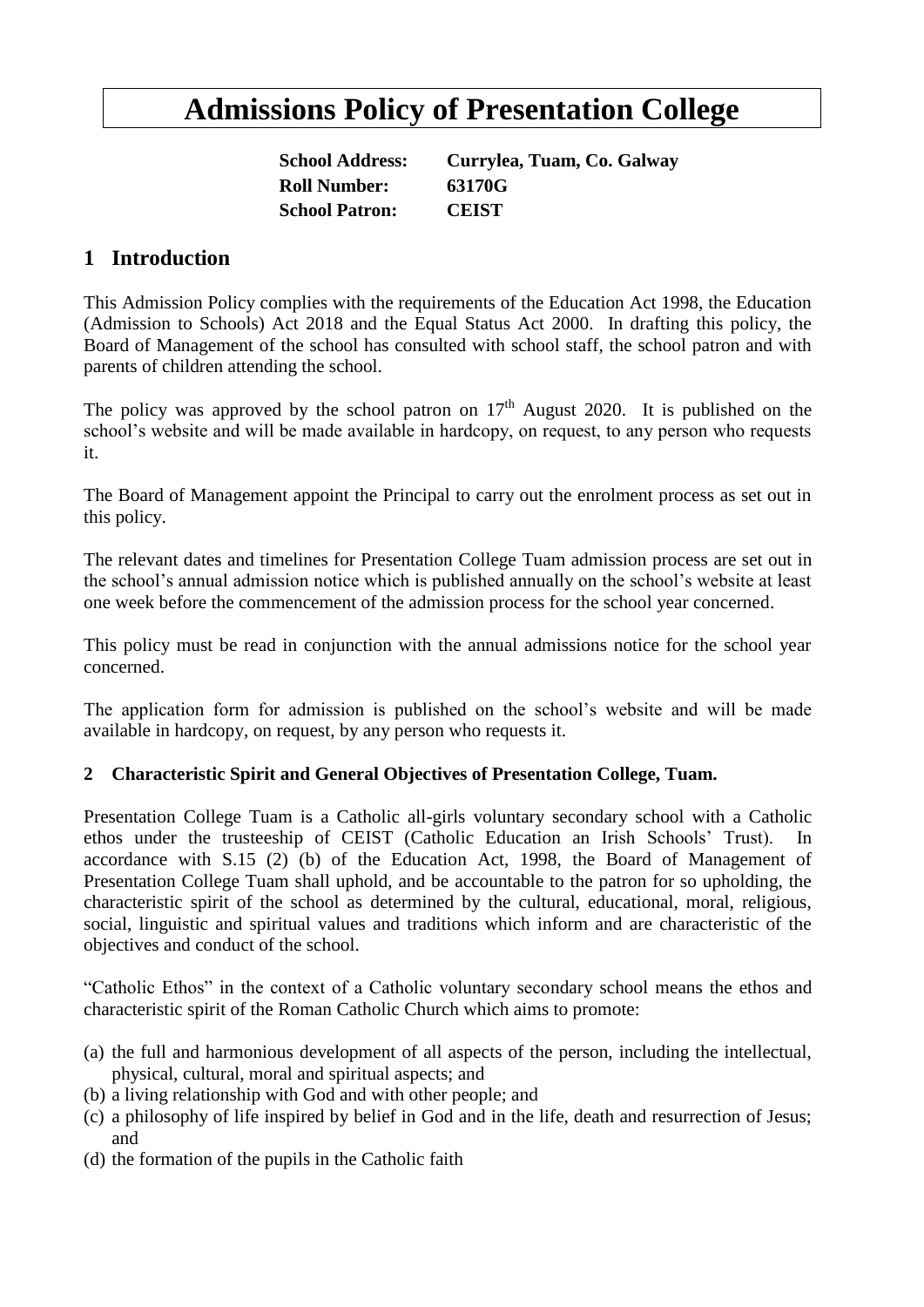# Admissions Policy of Presentation College

**School Address:** **Currylea, Tuam, Co. Galway**
**Roll Number:** **63170G**
**School Patron:** **CEIST**

## 1 Introduction

This Admission Policy complies with the requirements of the Education Act 1998, the Education (Admission to Schools) Act 2018 and the Equal Status Act 2000. In drafting this policy, the Board of Management of the school has consulted with school staff, the school patron and with parents of children attending the school.

The policy was approved by the school patron on 17th August 2020. It is published on the school's website and will be made available in hardcopy, on request, to any person who requests it.

The Board of Management appoint the Principal to carry out the enrolment process as set out in this policy.

The relevant dates and timelines for Presentation College Tuam admission process are set out in the school's annual admission notice which is published annually on the school's website at least one week before the commencement of the admission process for the school year concerned.

This policy must be read in conjunction with the annual admissions notice for the school year concerned.

The application form for admission is published on the school's website and will be made available in hardcopy, on request, by any person who requests it.

### 2 Characteristic Spirit and General Objectives of Presentation College, Tuam.

Presentation College Tuam is a Catholic all-girls voluntary secondary school with a Catholic ethos under the trusteeship of CEIST (Catholic Education an Irish Schools' Trust). In accordance with S.15 (2) (b) of the Education Act, 1998, the Board of Management of Presentation College Tuam shall uphold, and be accountable to the patron for so upholding, the characteristic spirit of the school as determined by the cultural, educational, moral, religious, social, linguistic and spiritual values and traditions which inform and are characteristic of the objectives and conduct of the school.

"Catholic Ethos" in the context of a Catholic voluntary secondary school means the ethos and characteristic spirit of the Roman Catholic Church which aims to promote:

(a) the full and harmonious development of all aspects of the person, including the intellectual, physical, cultural, moral and spiritual aspects; and
(b) a living relationship with God and with other people; and
(c) a philosophy of life inspired by belief in God and in the life, death and resurrection of Jesus; and
(d) the formation of the pupils in the Catholic faith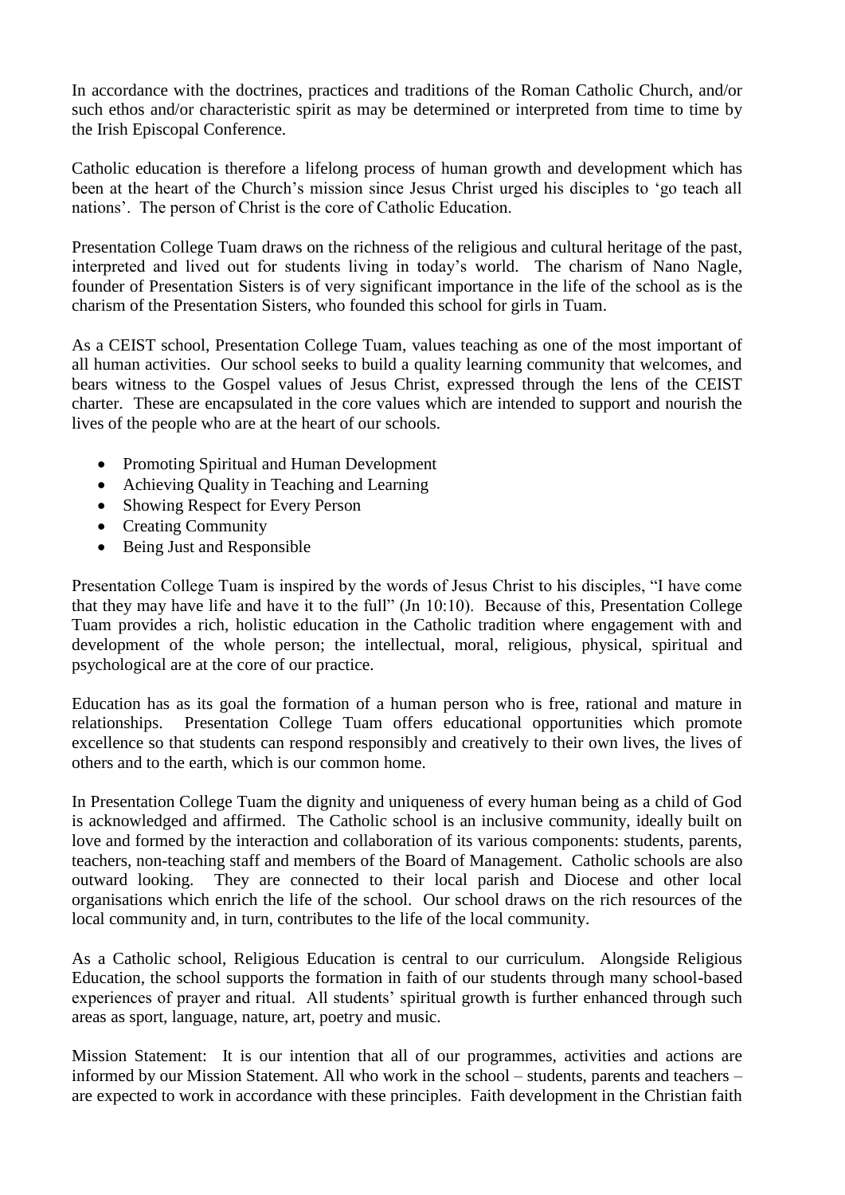In accordance with the doctrines, practices and traditions of the Roman Catholic Church, and/or such ethos and/or characteristic spirit as may be determined or interpreted from time to time by the Irish Episcopal Conference.

Catholic education is therefore a lifelong process of human growth and development which has been at the heart of the Church's mission since Jesus Christ urged his disciples to 'go teach all nations'. The person of Christ is the core of Catholic Education.

Presentation College Tuam draws on the richness of the religious and cultural heritage of the past, interpreted and lived out for students living in today's world. The charism of Nano Nagle, founder of Presentation Sisters is of very significant importance in the life of the school as is the charism of the Presentation Sisters, who founded this school for girls in Tuam.

As a CEIST school, Presentation College Tuam, values teaching as one of the most important of all human activities. Our school seeks to build a quality learning community that welcomes, and bears witness to the Gospel values of Jesus Christ, expressed through the lens of the CEIST charter. These are encapsulated in the core values which are intended to support and nourish the lives of the people who are at the heart of our schools.

- Promoting Spiritual and Human Development
- Achieving Quality in Teaching and Learning
- Showing Respect for Every Person
- Creating Community
- Being Just and Responsible

Presentation College Tuam is inspired by the words of Jesus Christ to his disciples, "I have come that they may have life and have it to the full" (Jn 10:10). Because of this, Presentation College Tuam provides a rich, holistic education in the Catholic tradition where engagement with and development of the whole person; the intellectual, moral, religious, physical, spiritual and psychological are at the core of our practice.

Education has as its goal the formation of a human person who is free, rational and mature in relationships. Presentation College Tuam offers educational opportunities which promote excellence so that students can respond responsibly and creatively to their own lives, the lives of others and to the earth, which is our common home.

In Presentation College Tuam the dignity and uniqueness of every human being as a child of God is acknowledged and affirmed. The Catholic school is an inclusive community, ideally built on love and formed by the interaction and collaboration of its various components: students, parents, teachers, non-teaching staff and members of the Board of Management. Catholic schools are also outward looking. They are connected to their local parish and Diocese and other local organisations which enrich the life of the school. Our school draws on the rich resources of the local community and, in turn, contributes to the life of the local community.

As a Catholic school, Religious Education is central to our curriculum. Alongside Religious Education, the school supports the formation in faith of our students through many school-based experiences of prayer and ritual. All students' spiritual growth is further enhanced through such areas as sport, language, nature, art, poetry and music.

Mission Statement: It is our intention that all of our programmes, activities and actions are informed by our Mission Statement. All who work in the school – students, parents and teachers – are expected to work in accordance with these principles. Faith development in the Christian faith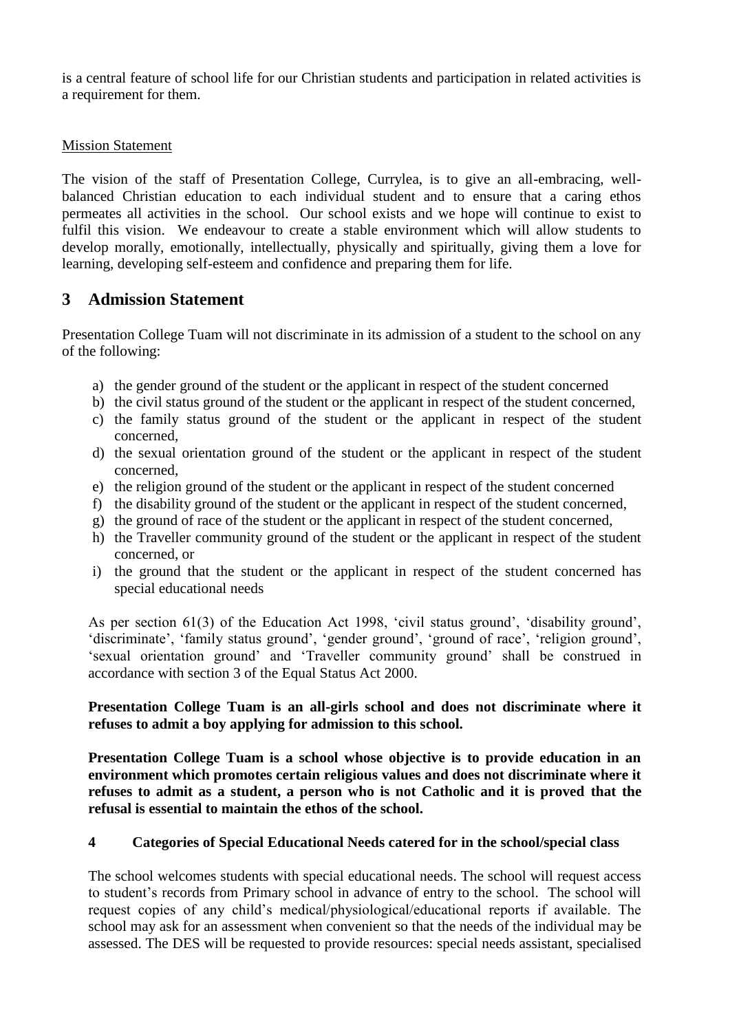is a central feature of school life for our Christian students and participation in related activities is a requirement for them.

Mission Statement

The vision of the staff of Presentation College, Currylea, is to give an all-embracing, well-balanced Christian education to each individual student and to ensure that a caring ethos permeates all activities in the school. Our school exists and we hope will continue to exist to fulfil this vision. We endeavour to create a stable environment which will allow students to develop morally, emotionally, intellectually, physically and spiritually, giving them a love for learning, developing self-esteem and confidence and preparing them for life.

## 3 Admission Statement

Presentation College Tuam will not discriminate in its admission of a student to the school on any of the following:

a) the gender ground of the student or the applicant in respect of the student concerned
b) the civil status ground of the student or the applicant in respect of the student concerned,
c) the family status ground of the student or the applicant in respect of the student concerned,
d) the sexual orientation ground of the student or the applicant in respect of the student concerned,
e) the religion ground of the student or the applicant in respect of the student concerned
f) the disability ground of the student or the applicant in respect of the student concerned,
g) the ground of race of the student or the applicant in respect of the student concerned,
h) the Traveller community ground of the student or the applicant in respect of the student concerned, or
i) the ground that the student or the applicant in respect of the student concerned has special educational needs

As per section 61(3) of the Education Act 1998, 'civil status ground', 'disability ground', 'discriminate', 'family status ground', 'gender ground', 'ground of race', 'religion ground', 'sexual orientation ground' and 'Traveller community ground' shall be construed in accordance with section 3 of the Equal Status Act 2000.

**Presentation College Tuam is an all-girls school and does not discriminate where it refuses to admit a boy applying for admission to this school.**

**Presentation College Tuam is a school whose objective is to provide education in an environment which promotes certain religious values and does not discriminate where it refuses to admit as a student, a person who is not Catholic and it is proved that the refusal is essential to maintain the ethos of the school.**

### 4 Categories of Special Educational Needs catered for in the school/special class

The school welcomes students with special educational needs. The school will request access to student's records from Primary school in advance of entry to the school. The school will request copies of any child's medical/physiological/educational reports if available. The school may ask for an assessment when convenient so that the needs of the individual may be assessed. The DES will be requested to provide resources: special needs assistant, specialised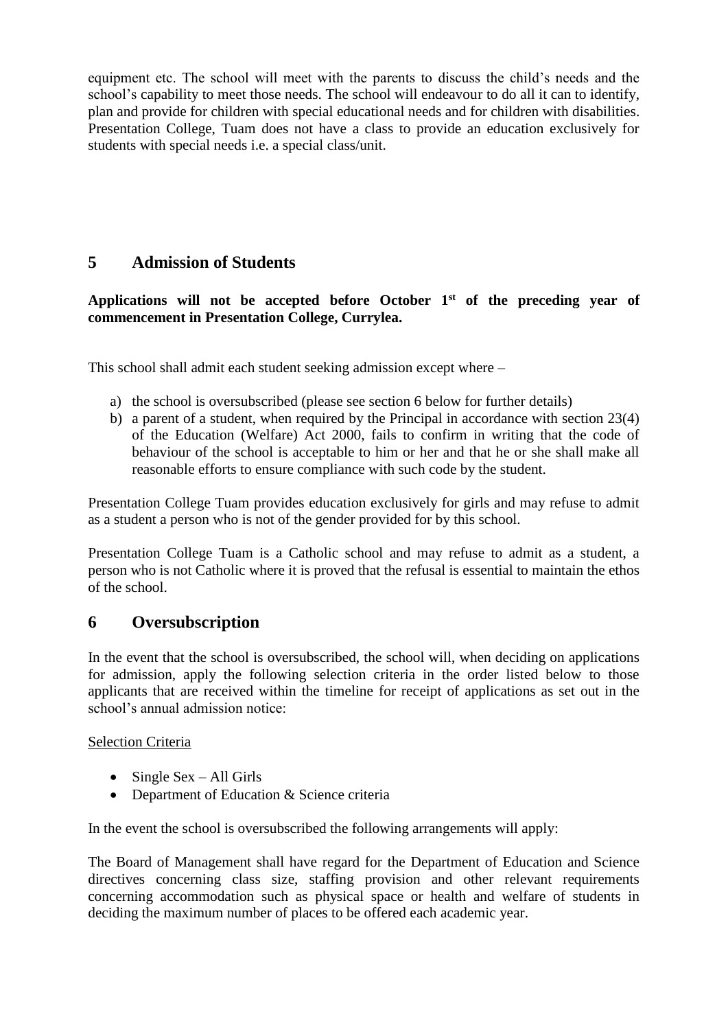equipment etc. The school will meet with the parents to discuss the child's needs and the school's capability to meet those needs. The school will endeavour to do all it can to identify, plan and provide for children with special educational needs and for children with disabilities. Presentation College, Tuam does not have a class to provide an education exclusively for students with special needs i.e. a special class/unit.

## 5 Admission of Students

**Applications will not be accepted before October 1st of the preceding year of commencement in Presentation College, Currylea.**

This school shall admit each student seeking admission except where –

a) the school is oversubscribed (please see section 6 below for further details)
b) a parent of a student, when required by the Principal in accordance with section 23(4) of the Education (Welfare) Act 2000, fails to confirm in writing that the code of behaviour of the school is acceptable to him or her and that he or she shall make all reasonable efforts to ensure compliance with such code by the student.

Presentation College Tuam provides education exclusively for girls and may refuse to admit as a student a person who is not of the gender provided for by this school.

Presentation College Tuam is a Catholic school and may refuse to admit as a student, a person who is not Catholic where it is proved that the refusal is essential to maintain the ethos of the school.

## 6 Oversubscription

In the event that the school is oversubscribed, the school will, when deciding on applications for admission, apply the following selection criteria in the order listed below to those applicants that are received within the timeline for receipt of applications as set out in the school's annual admission notice:

Selection Criteria

- Single Sex – All Girls
- Department of Education & Science criteria

In the event the school is oversubscribed the following arrangements will apply:

The Board of Management shall have regard for the Department of Education and Science directives concerning class size, staffing provision and other relevant requirements concerning accommodation such as physical space or health and welfare of students in deciding the maximum number of places to be offered each academic year.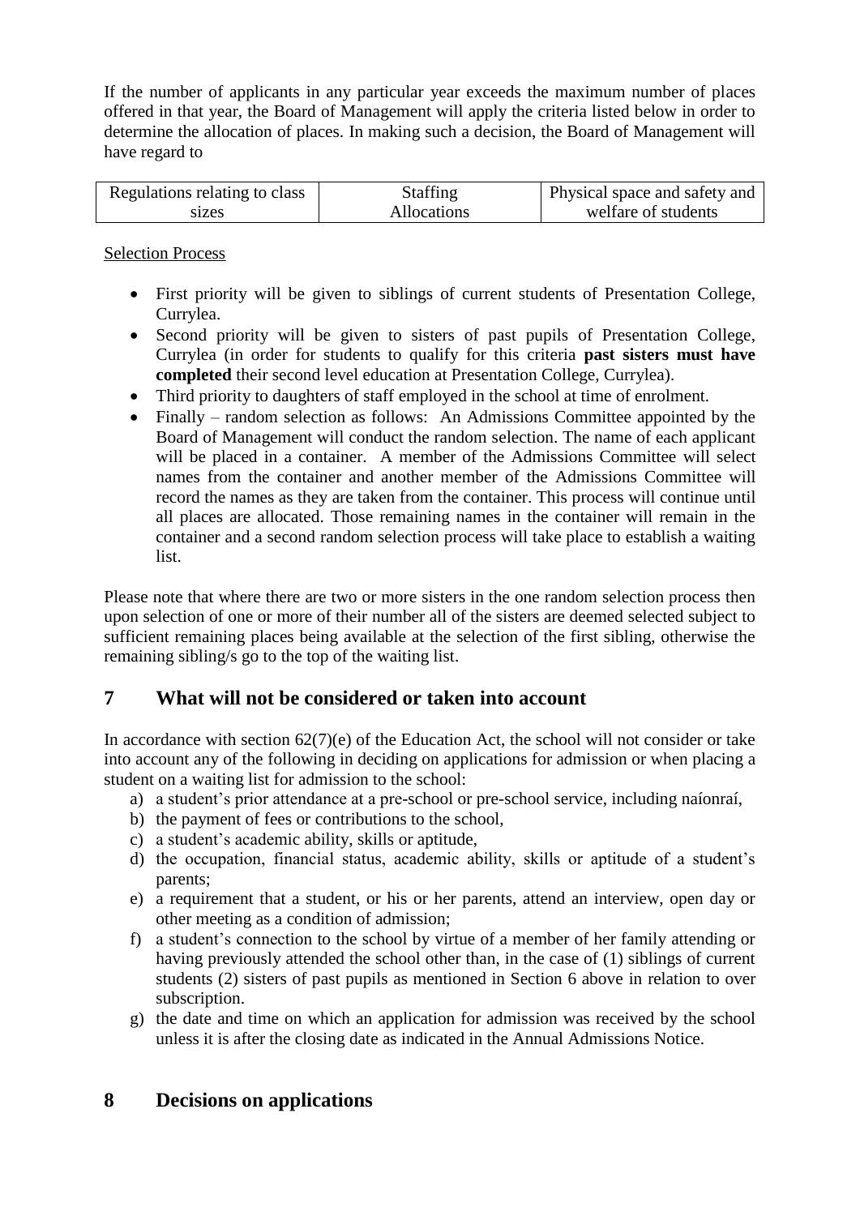If the number of applicants in any particular year exceeds the maximum number of places offered in that year, the Board of Management will apply the criteria listed below in order to determine the allocation of places. In making such a decision, the Board of Management will have regard to

| Regulations relating to class sizes | Staffing Allocations | Physical space and safety and welfare of students |
|---|---|---|

Selection Process

- First priority will be given to siblings of current students of Presentation College, Currylea.
- Second priority will be given to sisters of past pupils of Presentation College, Currylea (in order for students to qualify for this criteria **past sisters must have completed** their second level education at Presentation College, Currylea).
- Third priority to daughters of staff employed in the school at time of enrolment.
- Finally – random selection as follows: An Admissions Committee appointed by the Board of Management will conduct the random selection. The name of each applicant will be placed in a container. A member of the Admissions Committee will select names from the container and another member of the Admissions Committee will record the names as they are taken from the container. This process will continue until all places are allocated. Those remaining names in the container will remain in the container and a second random selection process will take place to establish a waiting list.

Please note that where there are two or more sisters in the one random selection process then upon selection of one or more of their number all of the sisters are deemed selected subject to sufficient remaining places being available at the selection of the first sibling, otherwise the remaining sibling/s go to the top of the waiting list.

## 7 What will not be considered or taken into account

In accordance with section 62(7)(e) of the Education Act, the school will not consider or take into account any of the following in deciding on applications for admission or when placing a student on a waiting list for admission to the school:

a) a student's prior attendance at a pre-school or pre-school service, including naíonraí,
b) the payment of fees or contributions to the school,
c) a student's academic ability, skills or aptitude,
d) the occupation, financial status, academic ability, skills or aptitude of a student's parents;
e) a requirement that a student, or his or her parents, attend an interview, open day or other meeting as a condition of admission;
f) a student's connection to the school by virtue of a member of her family attending or having previously attended the school other than, in the case of (1) siblings of current students (2) sisters of past pupils as mentioned in Section 6 above in relation to over subscription.
g) the date and time on which an application for admission was received by the school unless it is after the closing date as indicated in the Annual Admissions Notice.

## 8 Decisions on applications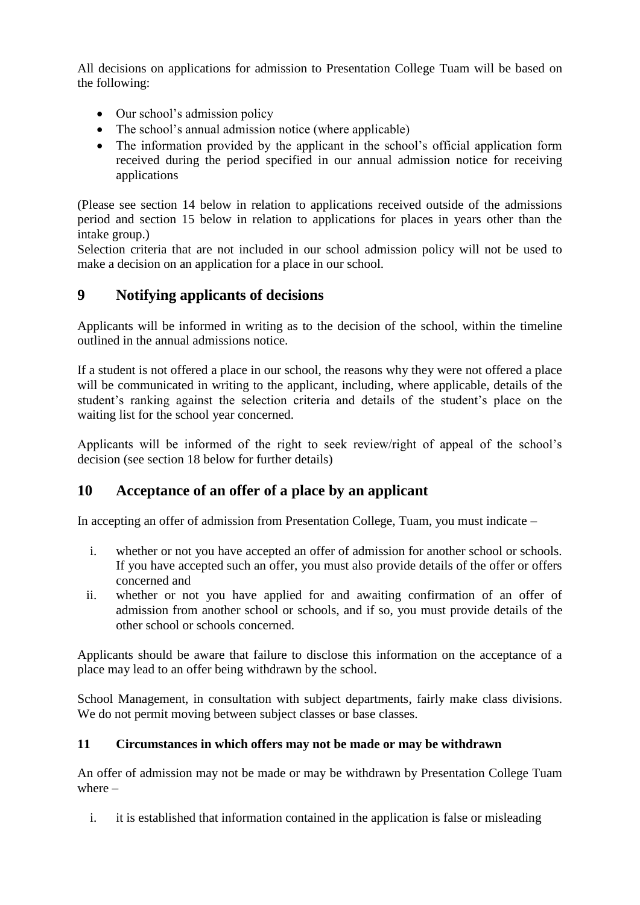All decisions on applications for admission to Presentation College Tuam will be based on the following:

- Our school's admission policy
- The school's annual admission notice (where applicable)
- The information provided by the applicant in the school's official application form received during the period specified in our annual admission notice for receiving applications

(Please see section 14 below in relation to applications received outside of the admissions period and section 15 below in relation to applications for places in years other than the intake group.)
Selection criteria that are not included in our school admission policy will not be used to make a decision on an application for a place in our school.

## 9 Notifying applicants of decisions

Applicants will be informed in writing as to the decision of the school, within the timeline outlined in the annual admissions notice.

If a student is not offered a place in our school, the reasons why they were not offered a place will be communicated in writing to the applicant, including, where applicable, details of the student's ranking against the selection criteria and details of the student's place on the waiting list for the school year concerned.

Applicants will be informed of the right to seek review/right of appeal of the school's decision (see section 18 below for further details)

## 10 Acceptance of an offer of a place by an applicant

In accepting an offer of admission from Presentation College, Tuam, you must indicate –

i. whether or not you have accepted an offer of admission for another school or schools. If you have accepted such an offer, you must also provide details of the offer or offers concerned and
ii. whether or not you have applied for and awaiting confirmation of an offer of admission from another school or schools, and if so, you must provide details of the other school or schools concerned.

Applicants should be aware that failure to disclose this information on the acceptance of a place may lead to an offer being withdrawn by the school.

School Management, in consultation with subject departments, fairly make class divisions. We do not permit moving between subject classes or base classes.

### 11 Circumstances in which offers may not be made or may be withdrawn

An offer of admission may not be made or may be withdrawn by Presentation College Tuam where –

i. it is established that information contained in the application is false or misleading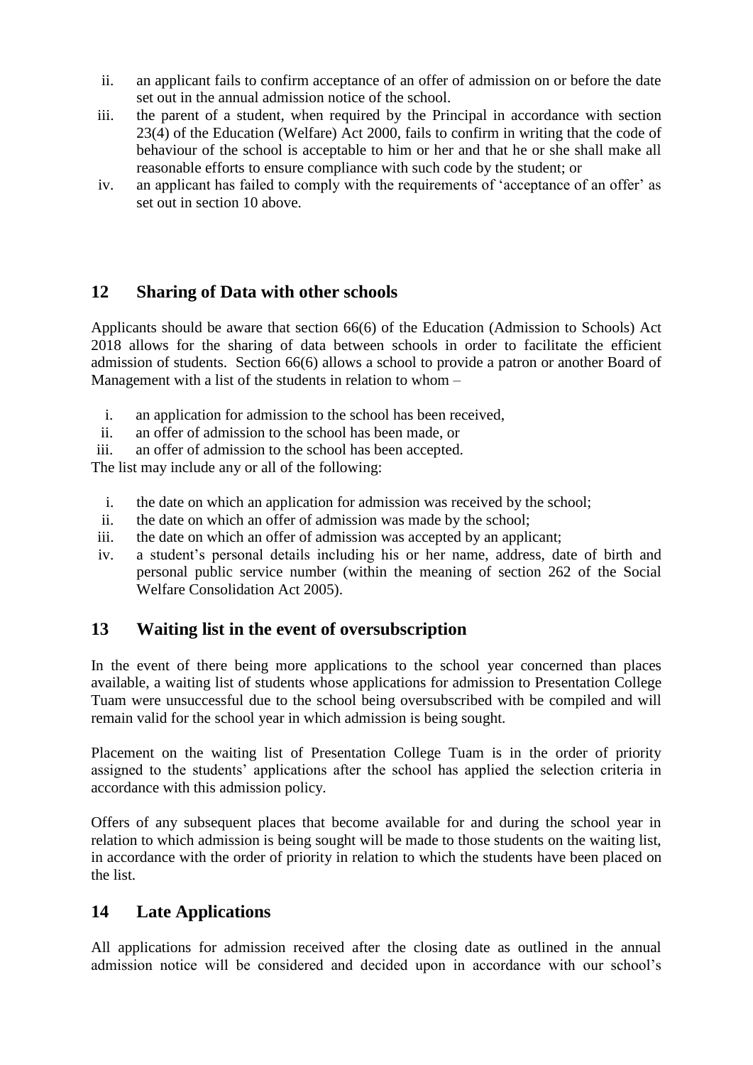ii. an applicant fails to confirm acceptance of an offer of admission on or before the date set out in the annual admission notice of the school.

iii. the parent of a student, when required by the Principal in accordance with section 23(4) of the Education (Welfare) Act 2000, fails to confirm in writing that the code of behaviour of the school is acceptable to him or her and that he or she shall make all reasonable efforts to ensure compliance with such code by the student; or

iv. an applicant has failed to comply with the requirements of 'acceptance of an offer' as set out in section 10 above.

## 12 Sharing of Data with other schools

Applicants should be aware that section 66(6) of the Education (Admission to Schools) Act 2018 allows for the sharing of data between schools in order to facilitate the efficient admission of students. Section 66(6) allows a school to provide a patron or another Board of Management with a list of the students in relation to whom –

i. an application for admission to the school has been received,
ii. an offer of admission to the school has been made, or
iii. an offer of admission to the school has been accepted.

The list may include any or all of the following:

i. the date on which an application for admission was received by the school;
ii. the date on which an offer of admission was made by the school;
iii. the date on which an offer of admission was accepted by an applicant;
iv. a student's personal details including his or her name, address, date of birth and personal public service number (within the meaning of section 262 of the Social Welfare Consolidation Act 2005).

## 13 Waiting list in the event of oversubscription

In the event of there being more applications to the school year concerned than places available, a waiting list of students whose applications for admission to Presentation College Tuam were unsuccessful due to the school being oversubscribed with be compiled and will remain valid for the school year in which admission is being sought.

Placement on the waiting list of Presentation College Tuam is in the order of priority assigned to the students' applications after the school has applied the selection criteria in accordance with this admission policy.

Offers of any subsequent places that become available for and during the school year in relation to which admission is being sought will be made to those students on the waiting list, in accordance with the order of priority in relation to which the students have been placed on the list.

## 14 Late Applications

All applications for admission received after the closing date as outlined in the annual admission notice will be considered and decided upon in accordance with our school's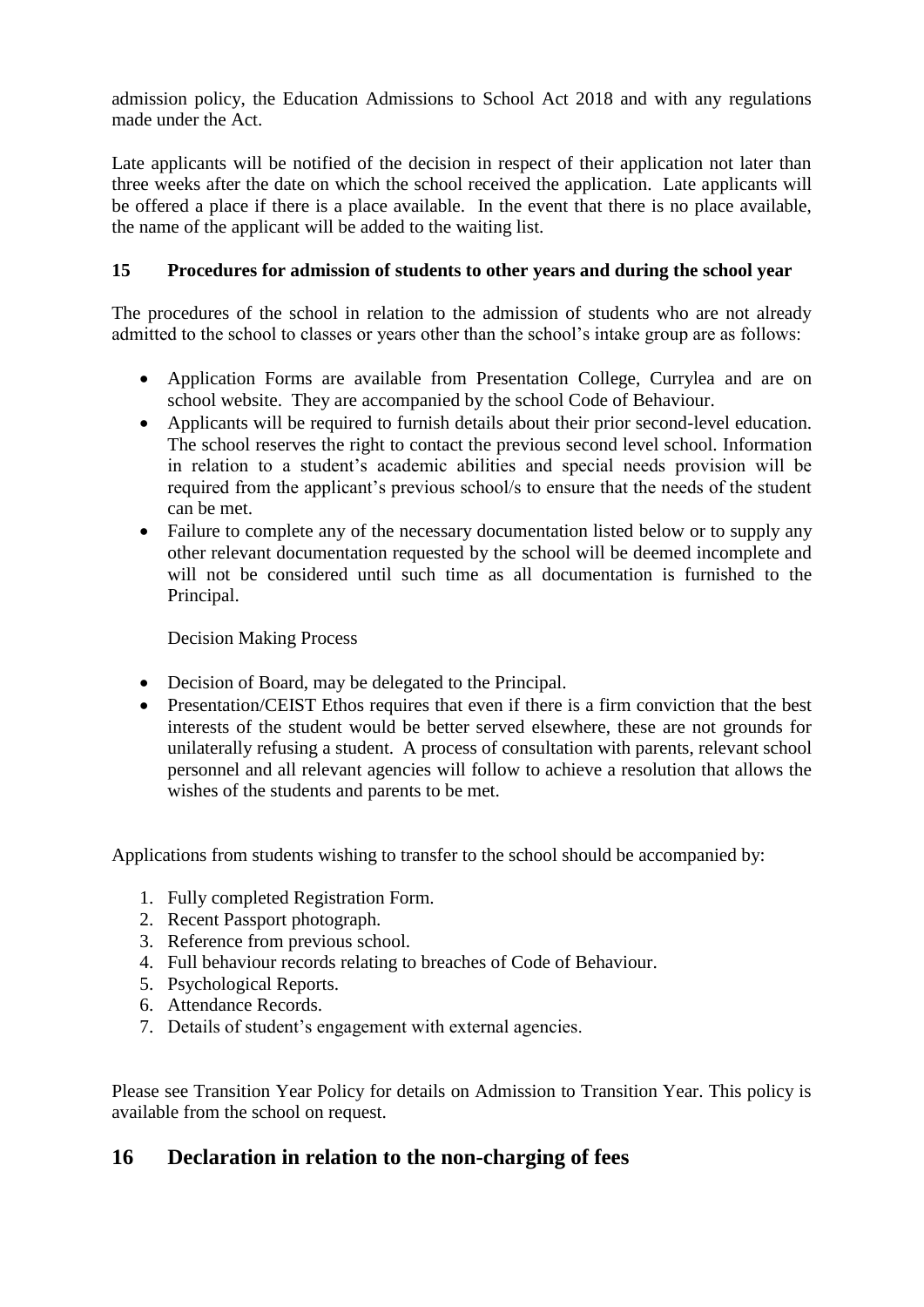admission policy, the Education Admissions to School Act 2018 and with any regulations made under the Act.

Late applicants will be notified of the decision in respect of their application not later than three weeks after the date on which the school received the application. Late applicants will be offered a place if there is a place available. In the event that there is no place available, the name of the applicant will be added to the waiting list.

### 15 Procedures for admission of students to other years and during the school year

The procedures of the school in relation to the admission of students who are not already admitted to the school to classes or years other than the school's intake group are as follows:

- Application Forms are available from Presentation College, Currylea and are on school website. They are accompanied by the school Code of Behaviour.
- Applicants will be required to furnish details about their prior second-level education. The school reserves the right to contact the previous second level school. Information in relation to a student's academic abilities and special needs provision will be required from the applicant's previous school/s to ensure that the needs of the student can be met.
- Failure to complete any of the necessary documentation listed below or to supply any other relevant documentation requested by the school will be deemed incomplete and will not be considered until such time as all documentation is furnished to the Principal.

  Decision Making Process

- Decision of Board, may be delegated to the Principal.
- Presentation/CEIST Ethos requires that even if there is a firm conviction that the best interests of the student would be better served elsewhere, these are not grounds for unilaterally refusing a student. A process of consultation with parents, relevant school personnel and all relevant agencies will follow to achieve a resolution that allows the wishes of the students and parents to be met.

Applications from students wishing to transfer to the school should be accompanied by:

1. Fully completed Registration Form.
2. Recent Passport photograph.
3. Reference from previous school.
4. Full behaviour records relating to breaches of Code of Behaviour.
5. Psychological Reports.
6. Attendance Records.
7. Details of student's engagement with external agencies.

Please see Transition Year Policy for details on Admission to Transition Year. This policy is available from the school on request.

## 16 Declaration in relation to the non-charging of fees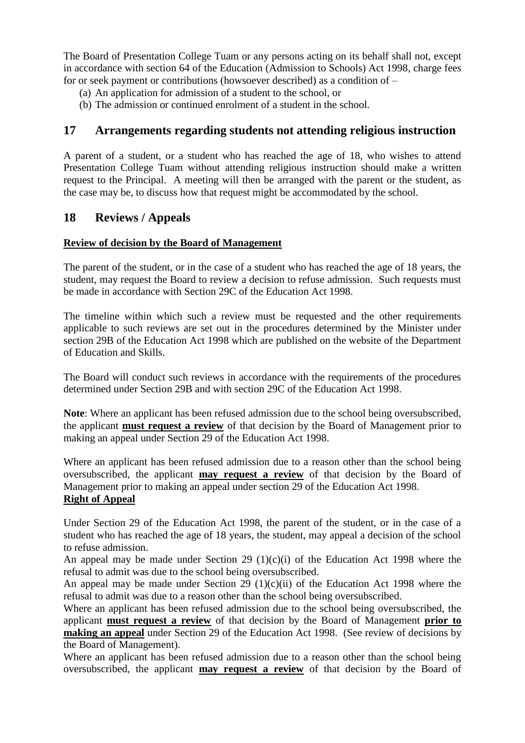The Board of Presentation College Tuam or any persons acting on its behalf shall not, except in accordance with section 64 of the Education (Admission to Schools) Act 1998, charge fees for or seek payment or contributions (howsoever described) as a condition of –

(a) An application for admission of a student to the school, or
(b) The admission or continued enrolment of a student in the school.

## 17 Arrangements regarding students not attending religious instruction

A parent of a student, or a student who has reached the age of 18, who wishes to attend Presentation College Tuam without attending religious instruction should make a written request to the Principal. A meeting will then be arranged with the parent or the student, as the case may be, to discuss how that request might be accommodated by the school.

## 18 Reviews / Appeals

**Review of decision by the Board of Management**

The parent of the student, or in the case of a student who has reached the age of 18 years, the student, may request the Board to review a decision to refuse admission. Such requests must be made in accordance with Section 29C of the Education Act 1998.

The timeline within which such a review must be requested and the other requirements applicable to such reviews are set out in the procedures determined by the Minister under section 29B of the Education Act 1998 which are published on the website of the Department of Education and Skills.

The Board will conduct such reviews in accordance with the requirements of the procedures determined under Section 29B and with section 29C of the Education Act 1998.

**Note**: Where an applicant has been refused admission due to the school being oversubscribed, the applicant **must request a review** of that decision by the Board of Management prior to making an appeal under Section 29 of the Education Act 1998.

Where an applicant has been refused admission due to a reason other than the school being oversubscribed, the applicant **may request a review** of that decision by the Board of Management prior to making an appeal under section 29 of the Education Act 1998.

**Right of Appeal**

Under Section 29 of the Education Act 1998, the parent of the student, or in the case of a student who has reached the age of 18 years, the student, may appeal a decision of the school to refuse admission.

An appeal may be made under Section 29 (1)(c)(i) of the Education Act 1998 where the refusal to admit was due to the school being oversubscribed.

An appeal may be made under Section 29 (1)(c)(ii) of the Education Act 1998 where the refusal to admit was due to a reason other than the school being oversubscribed.

Where an applicant has been refused admission due to the school being oversubscribed, the applicant **must request a review** of that decision by the Board of Management **prior to making an appeal** under Section 29 of the Education Act 1998. (See review of decisions by the Board of Management).

Where an applicant has been refused admission due to a reason other than the school being oversubscribed, the applicant **may request a review** of that decision by the Board of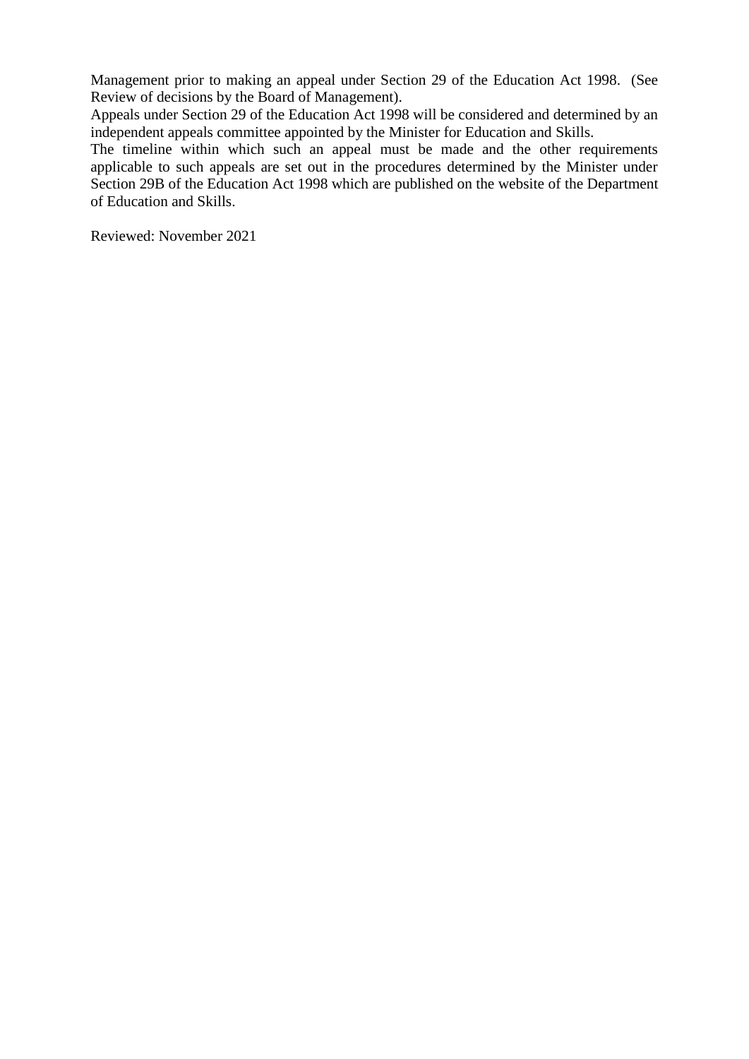Management prior to making an appeal under Section 29 of the Education Act 1998. (See Review of decisions by the Board of Management).

Appeals under Section 29 of the Education Act 1998 will be considered and determined by an independent appeals committee appointed by the Minister for Education and Skills.

The timeline within which such an appeal must be made and the other requirements applicable to such appeals are set out in the procedures determined by the Minister under Section 29B of the Education Act 1998 which are published on the website of the Department of Education and Skills.

Reviewed: November 2021